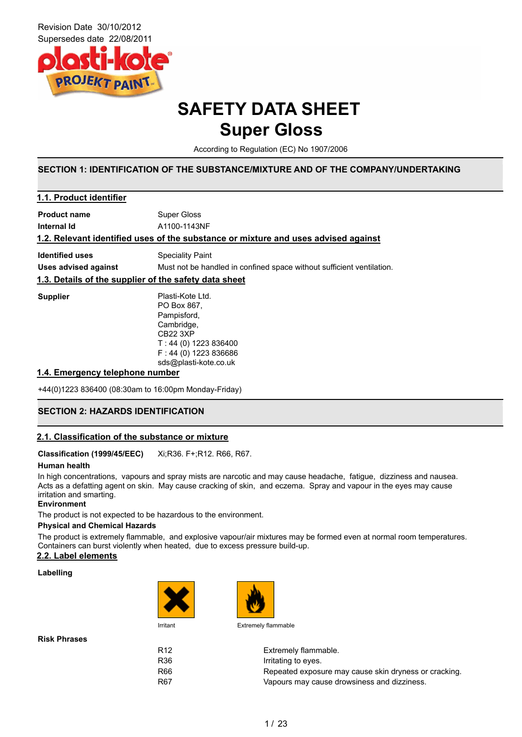Revision Date 30/10/2012
Supersedes date 22/08/2011

# SAFETY DATA SHEET
# Super Gloss

According to Regulation (EC) No 1907/2006

## SECTION 1: IDENTIFICATION OF THE SUBSTANCE/MIXTURE AND OF THE COMPANY/UNDERTAKING

### 1.1. Product identifier

| | |
|---|---|
| **Product name** | Super Gloss |
| **Internal Id** | A1100-1143NF |

### 1.2. Relevant identified uses of the substance or mixture and uses advised against

| | |
|---|---|
| **Identified uses** | Speciality Paint |
| **Uses advised against** | Must not be handled in confined space without sufficient ventilation. |

### 1.3. Details of the supplier of the safety data sheet

**Supplier**

Plasti-Kote Ltd.
PO Box 867,
Pampisford,
Cambridge,
CB22 3XP
T : 44 (0) 1223 836400
F : 44 (0) 1223 836686
sds@plasti-kote.co.uk

### 1.4. Emergency telephone number

+44(0)1223 836400 (08:30am to 16:00pm Monday-Friday)

## SECTION 2: HAZARDS IDENTIFICATION

### 2.1. Classification of the substance or mixture

**Classification (1999/45/EEC)** Xi;R36. F+;R12. R66, R67.

**Human health**

In high concentrations, vapours and spray mists are narcotic and may cause headache, fatigue, dizziness and nausea. Acts as a defatting agent on skin. May cause cracking of skin, and eczema. Spray and vapour in the eyes may cause irritation and smarting.

**Environment**

The product is not expected to be hazardous to the environment.

**Physical and Chemical Hazards**

The product is extremely flammable, and explosive vapour/air mixtures may be formed even at normal room temperatures. Containers can burst violently when heated, due to excess pressure build-up.

### 2.2. Label elements

**Labelling**

Irritant

Extremely flammable

**Risk Phrases**

| | |
|---|---|
| R12 | Extremely flammable. |
| R36 | Irritating to eyes. |
| R66 | Repeated exposure may cause skin dryness or cracking. |
| R67 | Vapours may cause drowsiness and dizziness. |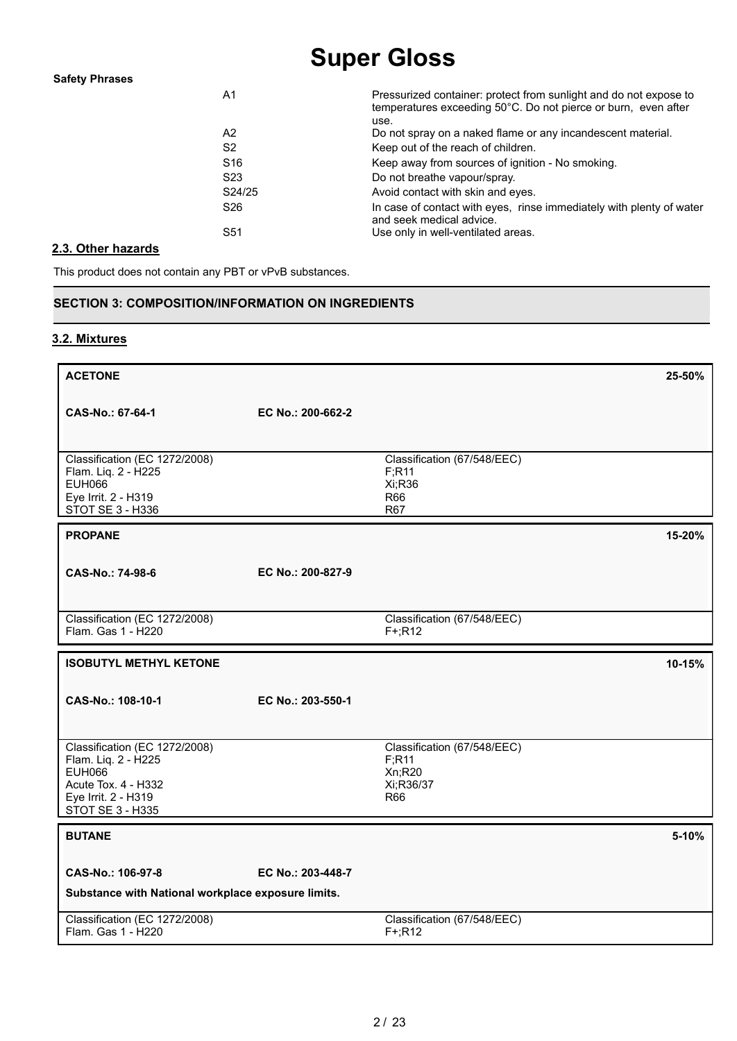**Safety Phrases**

| | |
|---|---|
| A1 | Pressurized container: protect from sunlight and do not expose to temperatures exceeding 50°C. Do not pierce or burn, even after use. |
| A2 | Do not spray on a naked flame or any incandescent material. |
| S2 | Keep out of the reach of children. |
| S16 | Keep away from sources of ignition - No smoking. |
| S23 | Do not breathe vapour/spray. |
| S24/25 | Avoid contact with skin and eyes. |
| S26 | In case of contact with eyes, rinse immediately with plenty of water and seek medical advice. |
| S51 | Use only in well-ventilated areas. |

## 2.3. Other hazards

This product does not contain any PBT or vPvB substances.

## SECTION 3: COMPOSITION/INFORMATION ON INGREDIENTS

### 3.2. Mixtures

| **ACETONE** | | **25-50%** |
|---|---|---|
| **CAS-No.: 67-64-1** | **EC No.: 200-662-2** | |
| Classification (EC 1272/2008)<br>Flam. Liq. 2 - H225<br>EUH066<br>Eye Irrit. 2 - H319<br>STOT SE 3 - H336 | Classification (67/548/EEC)<br>F;R11<br>Xi;R36<br>R66<br>R67 | |

| **PROPANE** | | **15-20%** |
|---|---|---|
| **CAS-No.: 74-98-6** | **EC No.: 200-827-9** | |
| Classification (EC 1272/2008)<br>Flam. Gas 1 - H220 | Classification (67/548/EEC)<br>F+;R12 | |

| **ISOBUTYL METHYL KETONE** | | **10-15%** |
|---|---|---|
| **CAS-No.: 108-10-1** | **EC No.: 203-550-1** | |
| Classification (EC 1272/2008)<br>Flam. Liq. 2 - H225<br>EUH066<br>Acute Tox. 4 - H332<br>Eye Irrit. 2 - H319<br>STOT SE 3 - H335 | Classification (67/548/EEC)<br>F;R11<br>Xn;R20<br>Xi;R36/37<br>R66 | |

| **BUTANE** | | **5-10%** |
|---|---|---|
| **CAS-No.: 106-97-8** | **EC No.: 203-448-7** | |
| **Substance with National workplace exposure limits.** | | |
| Classification (EC 1272/2008)<br>Flam. Gas 1 - H220 | Classification (67/548/EEC)<br>F+;R12 | |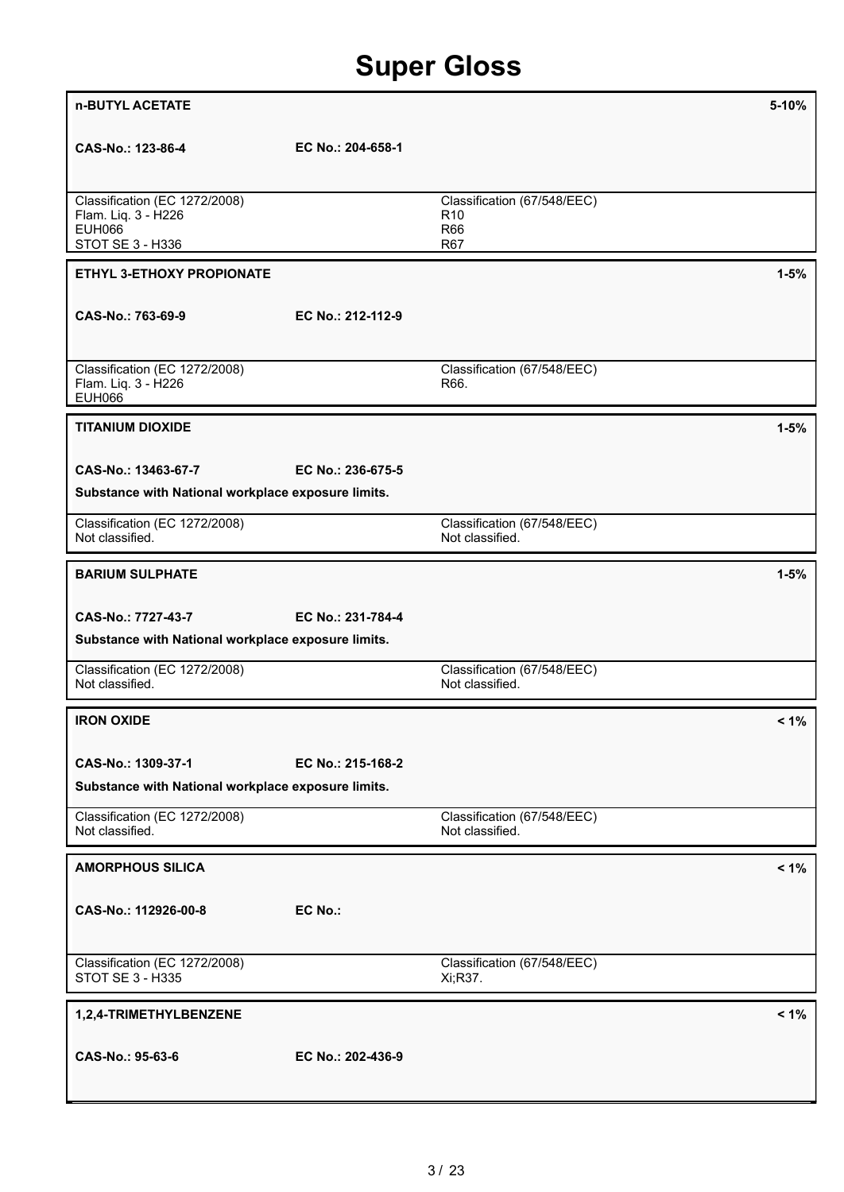# Super Gloss

**n-BUTYL ACETATE** — 5-10%

**CAS-No.: 123-86-4** **EC No.: 204-658-1**

| Classification (EC 1272/2008) | Classification (67/548/EEC) |
| --- | --- |
| Flam. Liq. 3 - H226<br>EUH066<br>STOT SE 3 - H336 | R10<br>R66<br>R67 |

**ETHYL 3-ETHOXY PROPIONATE** — 1-5%

**CAS-No.: 763-69-9** **EC No.: 212-112-9**

| Classification (EC 1272/2008) | Classification (67/548/EEC) |
| --- | --- |
| Flam. Liq. 3 - H226<br>EUH066 | R66. |

**TITANIUM DIOXIDE** — 1-5%

**CAS-No.: 13463-67-7** **EC No.: 236-675-5**

**Substance with National workplace exposure limits.**

| Classification (EC 1272/2008) | Classification (67/548/EEC) |
| --- | --- |
| Not classified. | Not classified. |

**BARIUM SULPHATE** — 1-5%

**CAS-No.: 7727-43-7** **EC No.: 231-784-4**

**Substance with National workplace exposure limits.**

| Classification (EC 1272/2008) | Classification (67/548/EEC) |
| --- | --- |
| Not classified. | Not classified. |

**IRON OXIDE** — < 1%

**CAS-No.: 1309-37-1** **EC No.: 215-168-2**

**Substance with National workplace exposure limits.**

| Classification (EC 1272/2008) | Classification (67/548/EEC) |
| --- | --- |
| Not classified. | Not classified. |

**AMORPHOUS SILICA** — < 1%

**CAS-No.: 112926-00-8** **EC No.:**

| Classification (EC 1272/2008) | Classification (67/548/EEC) |
| --- | --- |
| STOT SE 3 - H335 | Xi;R37. |

**1,2,4-TRIMETHYLBENZENE** — < 1%

**CAS-No.: 95-63-6** **EC No.: 202-436-9**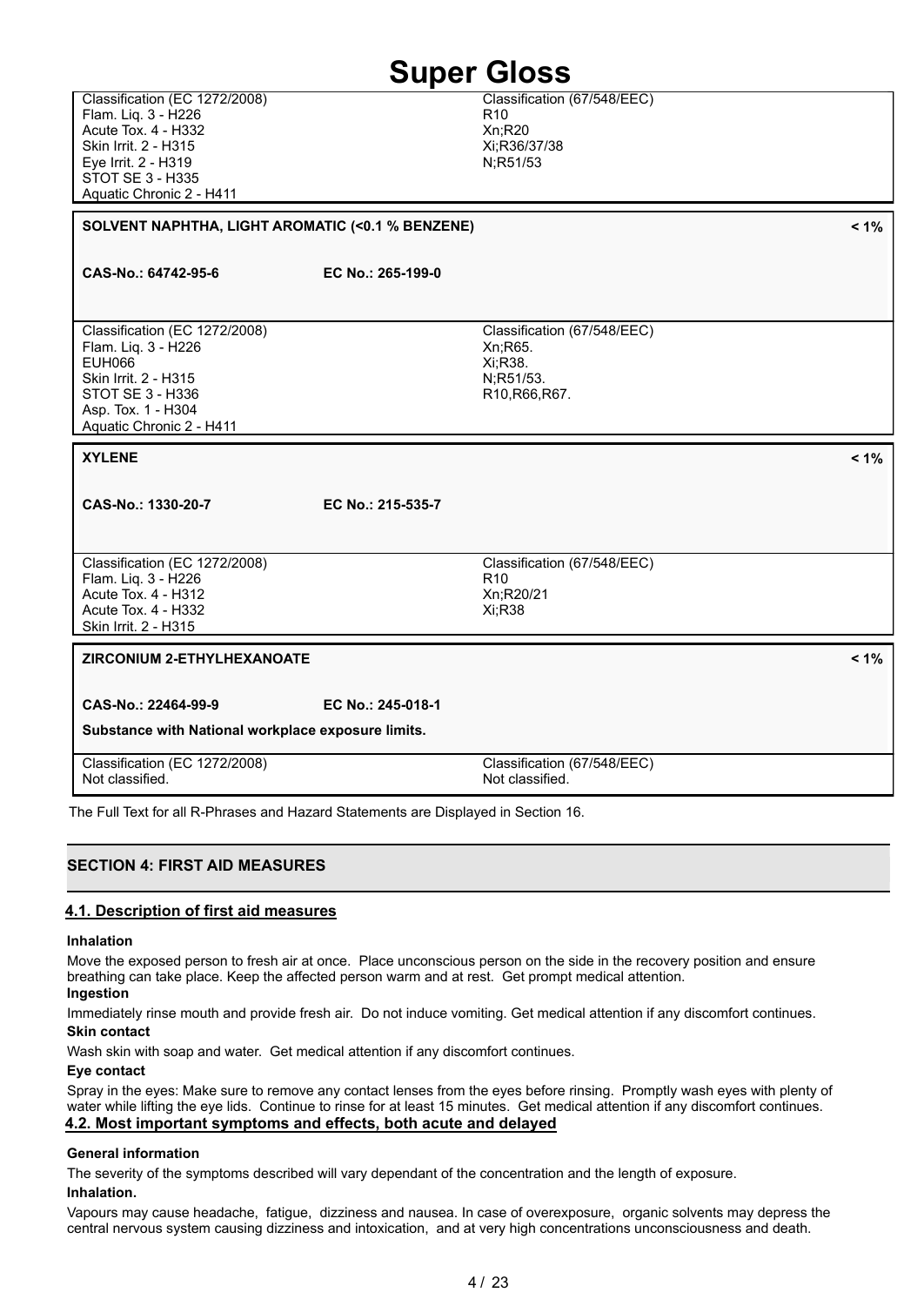| Classification (EC 1272/2008) | Classification (67/548/EEC) |
|---|---|
| Flam. Liq. 3 - H226<br>Acute Tox. 4 - H332<br>Skin Irrit. 2 - H315<br>Eye Irrit. 2 - H319<br>STOT SE 3 - H335<br>Aquatic Chronic 2 - H411 | R10<br>Xn;R20<br>Xi;R36/37/38<br>N;R51/53 |

**SOLVENT NAPHTHA, LIGHT AROMATIC (<0.1 % BENZENE)** **< 1%**

**CAS-No.: 64742-95-6** **EC No.: 265-199-0**

| Classification (EC 1272/2008) | Classification (67/548/EEC) |
|---|---|
| Flam. Liq. 3 - H226<br>EUH066<br>Skin Irrit. 2 - H315<br>STOT SE 3 - H336<br>Asp. Tox. 1 - H304<br>Aquatic Chronic 2 - H411 | Xn;R65.<br>Xi;R38.<br>N;R51/53.<br>R10,R66,R67. |

**XYLENE** **< 1%**

**CAS-No.: 1330-20-7** **EC No.: 215-535-7**

| Classification (EC 1272/2008) | Classification (67/548/EEC) |
|---|---|
| Flam. Liq. 3 - H226<br>Acute Tox. 4 - H312<br>Acute Tox. 4 - H332<br>Skin Irrit. 2 - H315 | R10<br>Xn;R20/21<br>Xi;R38 |

**ZIRCONIUM 2-ETHYLHEXANOATE** **< 1%**

**CAS-No.: 22464-99-9** **EC No.: 245-018-1**

**Substance with National workplace exposure limits.**

| Classification (EC 1272/2008) | Classification (67/548/EEC) |
|---|---|
| Not classified. | Not classified. |

The Full Text for all R-Phrases and Hazard Statements are Displayed in Section 16.

## SECTION 4: FIRST AID MEASURES

### 4.1. Description of first aid measures

**Inhalation**

Move the exposed person to fresh air at once. Place unconscious person on the side in the recovery position and ensure breathing can take place. Keep the affected person warm and at rest. Get prompt medical attention.

**Ingestion**

Immediately rinse mouth and provide fresh air. Do not induce vomiting. Get medical attention if any discomfort continues.

**Skin contact**

Wash skin with soap and water. Get medical attention if any discomfort continues.

**Eye contact**

Spray in the eyes: Make sure to remove any contact lenses from the eyes before rinsing. Promptly wash eyes with plenty of water while lifting the eye lids. Continue to rinse for at least 15 minutes. Get medical attention if any discomfort continues.

### 4.2. Most important symptoms and effects, both acute and delayed

**General information**

The severity of the symptoms described will vary dependant of the concentration and the length of exposure.

**Inhalation.**

Vapours may cause headache, fatigue, dizziness and nausea. In case of overexposure, organic solvents may depress the central nervous system causing dizziness and intoxication, and at very high concentrations unconsciousness and death.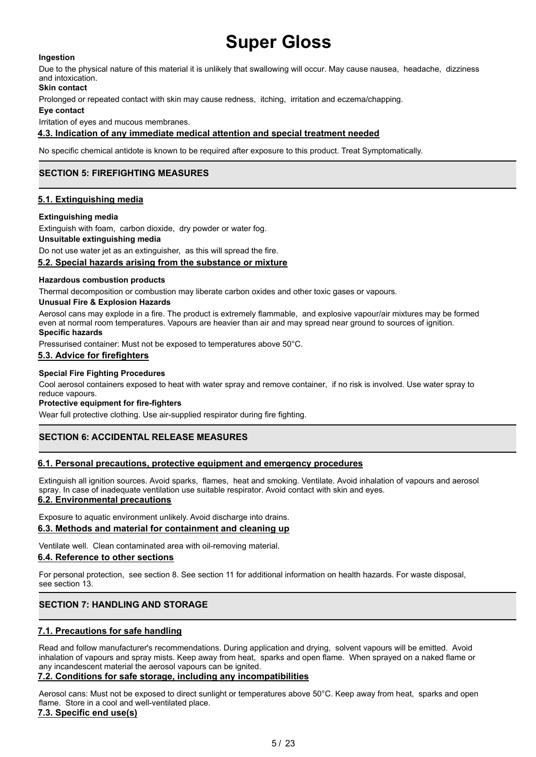**Ingestion**

Due to the physical nature of this material it is unlikely that swallowing will occur. May cause nausea, headache, dizziness and intoxication.

**Skin contact**

Prolonged or repeated contact with skin may cause redness, itching, irritation and eczema/chapping.

**Eye contact**

Irritation of eyes and mucous membranes.

### 4.3. Indication of any immediate medical attention and special treatment needed

No specific chemical antidote is known to be required after exposure to this product. Treat Symptomatically.

## SECTION 5: FIREFIGHTING MEASURES

### 5.1. Extinguishing media

**Extinguishing media**

Extinguish with foam, carbon dioxide, dry powder or water fog.

**Unsuitable extinguishing media**

Do not use water jet as an extinguisher, as this will spread the fire.

### 5.2. Special hazards arising from the substance or mixture

**Hazardous combustion products**

Thermal decomposition or combustion may liberate carbon oxides and other toxic gases or vapours.

**Unusual Fire & Explosion Hazards**

Aerosol cans may explode in a fire. The product is extremely flammable, and explosive vapour/air mixtures may be formed even at normal room temperatures. Vapours are heavier than air and may spread near ground to sources of ignition.

**Specific hazards**

Pressurised container: Must not be exposed to temperatures above 50°C.

### 5.3. Advice for firefighters

**Special Fire Fighting Procedures**

Cool aerosol containers exposed to heat with water spray and remove container, if no risk is involved. Use water spray to reduce vapours.

**Protective equipment for fire-fighters**

Wear full protective clothing. Use air-supplied respirator during fire fighting.

## SECTION 6: ACCIDENTAL RELEASE MEASURES

### 6.1. Personal precautions, protective equipment and emergency procedures

Extinguish all ignition sources. Avoid sparks, flames, heat and smoking. Ventilate. Avoid inhalation of vapours and aerosol spray. In case of inadequate ventilation use suitable respirator. Avoid contact with skin and eyes.

### 6.2. Environmental precautions

Exposure to aquatic environment unlikely. Avoid discharge into drains.

### 6.3. Methods and material for containment and cleaning up

Ventilate well. Clean contaminated area with oil-removing material.

### 6.4. Reference to other sections

For personal protection, see section 8. See section 11 for additional information on health hazards. For waste disposal, see section 13.

## SECTION 7: HANDLING AND STORAGE

### 7.1. Precautions for safe handling

Read and follow manufacturer's recommendations. During application and drying, solvent vapours will be emitted. Avoid inhalation of vapours and spray mists. Keep away from heat, sparks and open flame. When sprayed on a naked flame or any incandescent material the aerosol vapours can be ignited.

### 7.2. Conditions for safe storage, including any incompatibilities

Aerosol cans: Must not be exposed to direct sunlight or temperatures above 50°C. Keep away from heat, sparks and open flame. Store in a cool and well-ventilated place.

### 7.3. Specific end use(s)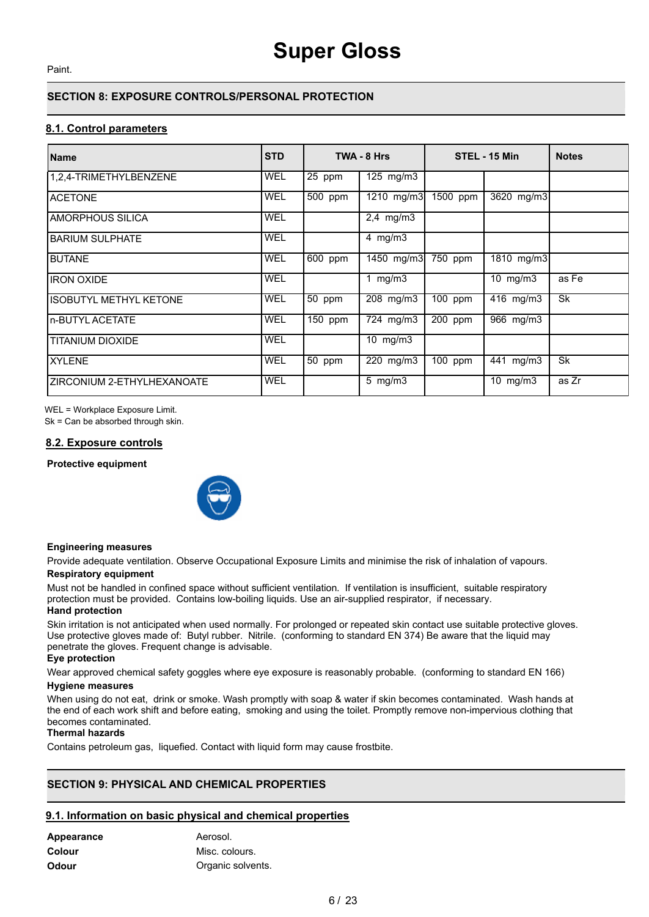Super Gloss

Paint.

## SECTION 8: EXPOSURE CONTROLS/PERSONAL PROTECTION

### 8.1. Control parameters

| Name | STD | TWA - 8 Hrs | | STEL - 15 Min | | Notes |
|---|---|---|---|---|---|---|
| 1,2,4-TRIMETHYLBENZENE | WEL | 25 ppm | 125 mg/m3 | | | |
| ACETONE | WEL | 500 ppm | 1210 mg/m3 | 1500 ppm | 3620 mg/m3 | |
| AMORPHOUS SILICA | WEL | | 2,4 mg/m3 | | | |
| BARIUM SULPHATE | WEL | | 4 mg/m3 | | | |
| BUTANE | WEL | 600 ppm | 1450 mg/m3 | 750 ppm | 1810 mg/m3 | |
| IRON OXIDE | WEL | | 1 mg/m3 | | 10 mg/m3 | as Fe |
| ISOBUTYL METHYL KETONE | WEL | 50 ppm | 208 mg/m3 | 100 ppm | 416 mg/m3 | Sk |
| n-BUTYL ACETATE | WEL | 150 ppm | 724 mg/m3 | 200 ppm | 966 mg/m3 | |
| TITANIUM DIOXIDE | WEL | | 10 mg/m3 | | | |
| XYLENE | WEL | 50 ppm | 220 mg/m3 | 100 ppm | 441 mg/m3 | Sk |
| ZIRCONIUM 2-ETHYLHEXANOATE | WEL | | 5 mg/m3 | | 10 mg/m3 | as Zr |

WEL = Workplace Exposure Limit.
Sk = Can be absorbed through skin.

### 8.2. Exposure controls

**Protective equipment**

**Engineering measures**

Provide adequate ventilation. Observe Occupational Exposure Limits and minimise the risk of inhalation of vapours.

**Respiratory equipment**

Must not be handled in confined space without sufficient ventilation. If ventilation is insufficient, suitable respiratory protection must be provided. Contains low-boiling liquids. Use an air-supplied respirator, if necessary.

**Hand protection**

Skin irritation is not anticipated when used normally. For prolonged or repeated skin contact use suitable protective gloves. Use protective gloves made of: Butyl rubber. Nitrile. (conforming to standard EN 374) Be aware that the liquid may penetrate the gloves. Frequent change is advisable.

**Eye protection**

Wear approved chemical safety goggles where eye exposure is reasonably probable. (conforming to standard EN 166)

**Hygiene measures**

When using do not eat, drink or smoke. Wash promptly with soap & water if skin becomes contaminated. Wash hands at the end of each work shift and before eating, smoking and using the toilet. Promptly remove non-impervious clothing that becomes contaminated.

**Thermal hazards**

Contains petroleum gas, liquefied. Contact with liquid form may cause frostbite.

## SECTION 9: PHYSICAL AND CHEMICAL PROPERTIES

### 9.1. Information on basic physical and chemical properties

| | |
|---|---|
| **Appearance** | Aerosol. |
| **Colour** | Misc. colours. |
| **Odour** | Organic solvents. |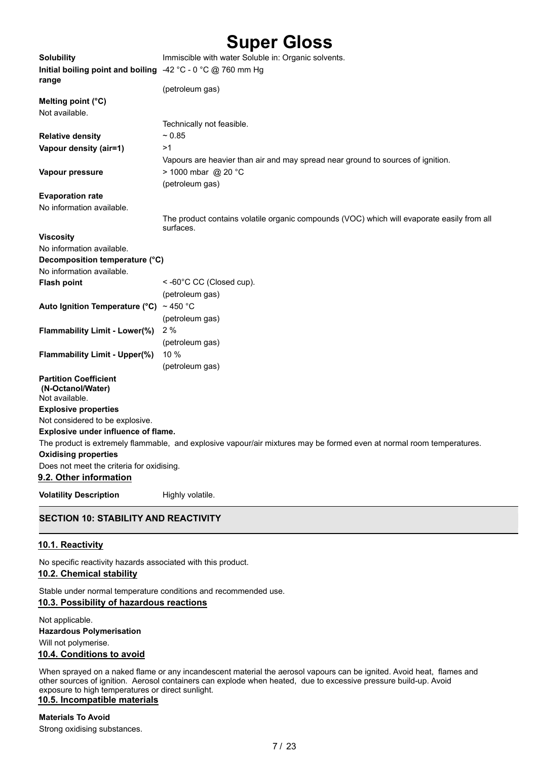# Super Gloss

| | |
|---|---|
| **Solubility** | Immiscible with water Soluble in: Organic solvents. |
| **Initial boiling point and boiling range** | -42 °C - 0 °C @ 760 mm Hg (petroleum gas) |

**Melting point (°C)**

Not available.

Technically not feasible.

| | |
|---|---|
| **Relative density** | ~ 0.85 |
| **Vapour density (air=1)** | >1 Vapours are heavier than air and may spread near ground to sources of ignition. |
| **Vapour pressure** | > 1000 mbar @ 20 °C (petroleum gas) |

**Evaporation rate**

No information available.

The product contains volatile organic compounds (VOC) which will evaporate easily from all surfaces.

**Viscosity**

No information available.

**Decomposition temperature (°C)**

No information available.

| | |
|---|---|
| **Flash point** | < -60°C CC (Closed cup). (petroleum gas) |
| **Auto Ignition Temperature (°C)** | ~ 450 °C (petroleum gas) |
| **Flammability Limit - Lower(%)** | 2 % (petroleum gas) |
| **Flammability Limit - Upper(%)** | 10 % (petroleum gas) |

**Partition Coefficient (N-Octanol/Water)**

Not available.

**Explosive properties**

Not considered to be explosive.

**Explosive under influence of flame.**

The product is extremely flammable, and explosive vapour/air mixtures may be formed even at normal room temperatures.

**Oxidising properties**

Does not meet the criteria for oxidising.

### 9.2. Other information

| | |
|---|---|
| **Volatility Description** | Highly volatile. |

## SECTION 10: STABILITY AND REACTIVITY

### 10.1. Reactivity

No specific reactivity hazards associated with this product.

### 10.2. Chemical stability

Stable under normal temperature conditions and recommended use.

### 10.3. Possibility of hazardous reactions

Not applicable.

**Hazardous Polymerisation**

Will not polymerise.

### 10.4. Conditions to avoid

When sprayed on a naked flame or any incandescent material the aerosol vapours can be ignited. Avoid heat, flames and other sources of ignition. Aerosol containers can explode when heated, due to excessive pressure build-up. Avoid exposure to high temperatures or direct sunlight.

### 10.5. Incompatible materials

**Materials To Avoid**

Strong oxidising substances.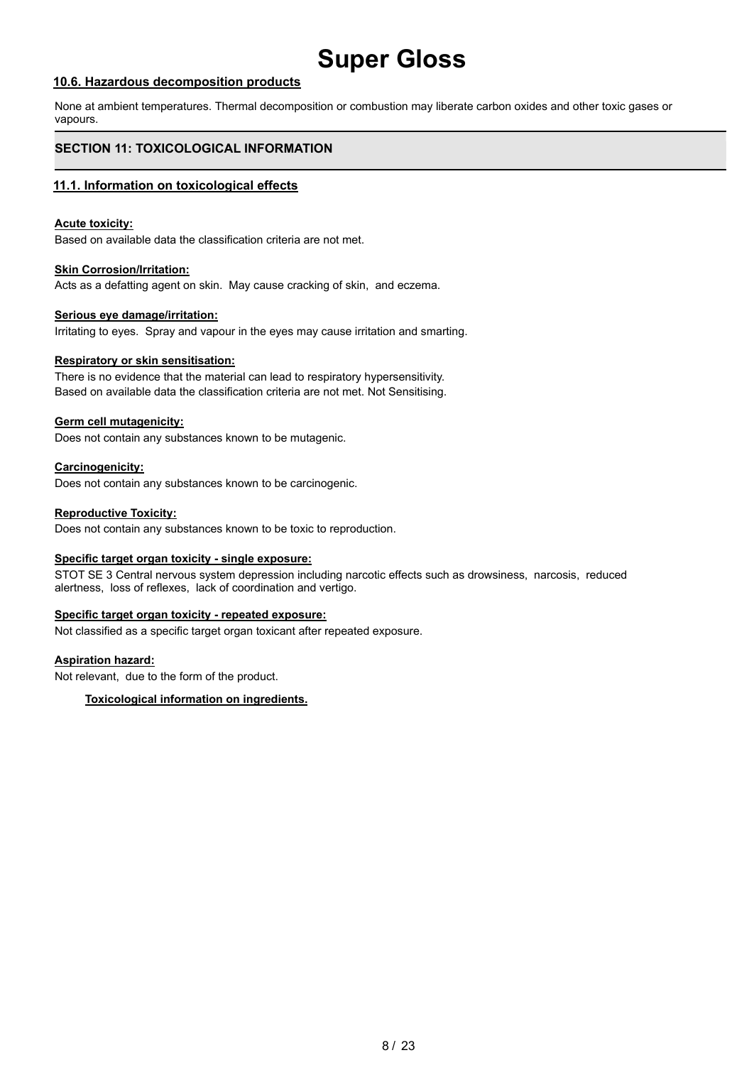### 10.6. Hazardous decomposition products

None at ambient temperatures. Thermal decomposition or combustion may liberate carbon oxides and other toxic gases or vapours.

## SECTION 11: TOXICOLOGICAL INFORMATION

### 11.1. Information on toxicological effects

**Acute toxicity:**

Based on available data the classification criteria are not met.

**Skin Corrosion/Irritation:**

Acts as a defatting agent on skin. May cause cracking of skin, and eczema.

**Serious eye damage/irritation:**

Irritating to eyes. Spray and vapour in the eyes may cause irritation and smarting.

**Respiratory or skin sensitisation:**

There is no evidence that the material can lead to respiratory hypersensitivity.
Based on available data the classification criteria are not met. Not Sensitising.

**Germ cell mutagenicity:**

Does not contain any substances known to be mutagenic.

**Carcinogenicity:**

Does not contain any substances known to be carcinogenic.

**Reproductive Toxicity:**

Does not contain any substances known to be toxic to reproduction.

**Specific target organ toxicity - single exposure:**

STOT SE 3 Central nervous system depression including narcotic effects such as drowsiness, narcosis, reduced alertness, loss of reflexes, lack of coordination and vertigo.

**Specific target organ toxicity - repeated exposure:**

Not classified as a specific target organ toxicant after repeated exposure.

**Aspiration hazard:**

Not relevant, due to the form of the product.

**Toxicological information on ingredients.**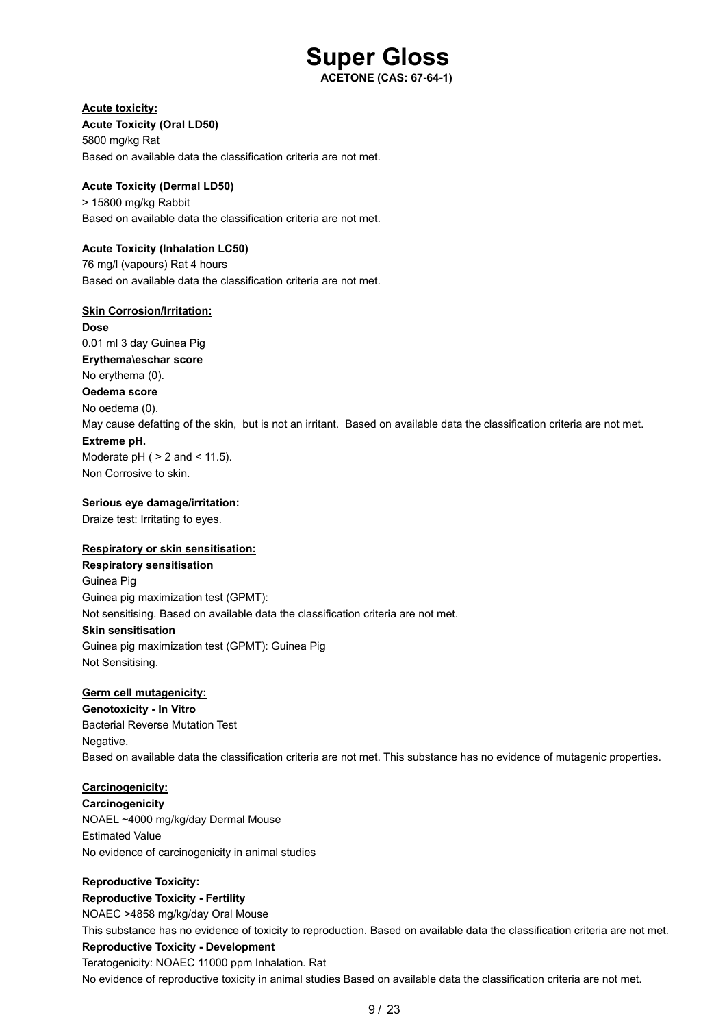# Super Gloss

**ACETONE (CAS: 67-64-1)**

**Acute toxicity:**

**Acute Toxicity (Oral LD50)**

5800 mg/kg Rat

Based on available data the classification criteria are not met.

**Acute Toxicity (Dermal LD50)**

> 15800 mg/kg Rabbit

Based on available data the classification criteria are not met.

**Acute Toxicity (Inhalation LC50)**

76 mg/l (vapours) Rat 4 hours

Based on available data the classification criteria are not met.

**Skin Corrosion/Irritation:**

**Dose**

0.01 ml 3 day Guinea Pig

**Erythema\eschar score**

No erythema (0).

**Oedema score**

No oedema (0).

May cause defatting of the skin, but is not an irritant. Based on available data the classification criteria are not met.

**Extreme pH.**

Moderate pH ( > 2 and < 11.5).

Non Corrosive to skin.

**Serious eye damage/irritation:**

Draize test: Irritating to eyes.

**Respiratory or skin sensitisation:**

**Respiratory sensitisation**

Guinea Pig

Guinea pig maximization test (GPMT):

Not sensitising. Based on available data the classification criteria are not met.

**Skin sensitisation**

Guinea pig maximization test (GPMT): Guinea Pig

Not Sensitising.

**Germ cell mutagenicity:**

**Genotoxicity - In Vitro**

Bacterial Reverse Mutation Test

Negative.

Based on available data the classification criteria are not met. This substance has no evidence of mutagenic properties.

**Carcinogenicity:**

**Carcinogenicity**

NOAEL ~4000 mg/kg/day Dermal Mouse

Estimated Value

No evidence of carcinogenicity in animal studies

**Reproductive Toxicity:**

**Reproductive Toxicity - Fertility**

NOAEC >4858 mg/kg/day Oral Mouse

This substance has no evidence of toxicity to reproduction. Based on available data the classification criteria are not met.

**Reproductive Toxicity - Development**

Teratogenicity: NOAEC 11000 ppm Inhalation. Rat

No evidence of reproductive toxicity in animal studies Based on available data the classification criteria are not met.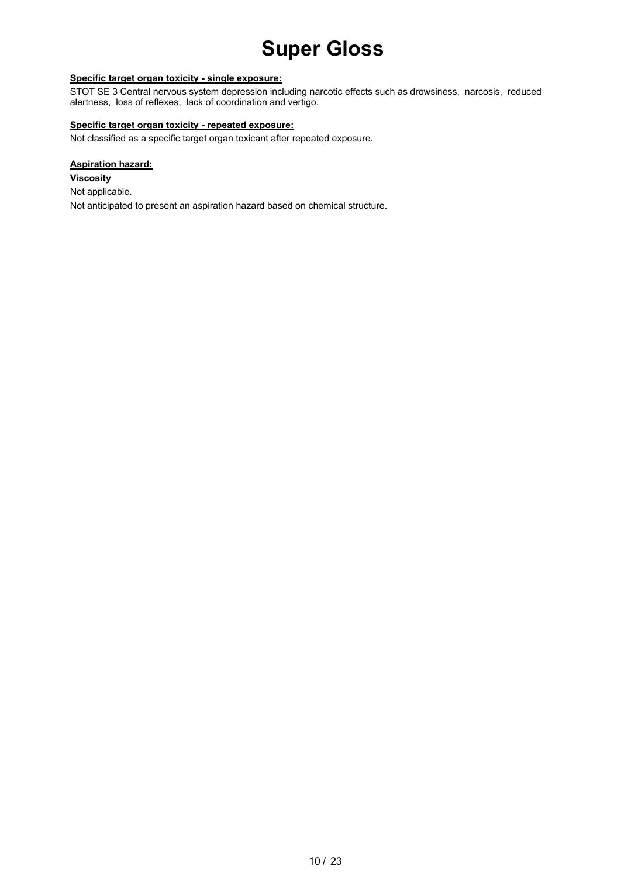**Specific target organ toxicity - single exposure:**

STOT SE 3 Central nervous system depression including narcotic effects such as drowsiness, narcosis, reduced alertness, loss of reflexes, lack of coordination and vertigo.

**Specific target organ toxicity - repeated exposure:**

Not classified as a specific target organ toxicant after repeated exposure.

**Aspiration hazard:**

**Viscosity**

Not applicable.

Not anticipated to present an aspiration hazard based on chemical structure.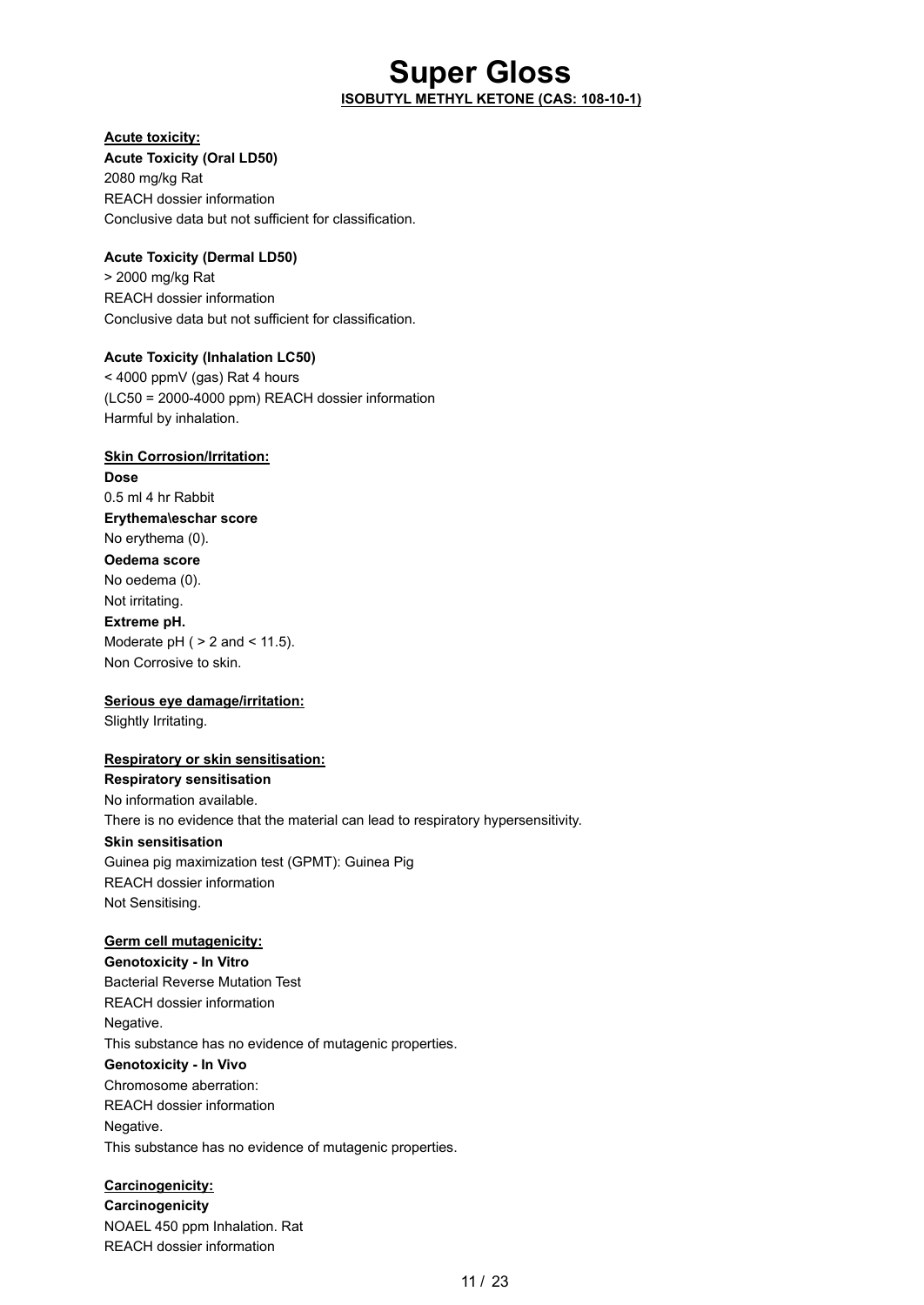# Super Gloss

**ISOBUTYL METHYL KETONE (CAS: 108-10-1)**

**Acute toxicity:**

**Acute Toxicity (Oral LD50)**

2080 mg/kg Rat

REACH dossier information

Conclusive data but not sufficient for classification.

**Acute Toxicity (Dermal LD50)**

> 2000 mg/kg Rat

REACH dossier information

Conclusive data but not sufficient for classification.

**Acute Toxicity (Inhalation LC50)**

< 4000 ppmV (gas) Rat 4 hours

(LC50 = 2000-4000 ppm) REACH dossier information

Harmful by inhalation.

**Skin Corrosion/Irritation:**

**Dose**

0.5 ml 4 hr Rabbit

**Erythema\eschar score**

No erythema (0).

**Oedema score**

No oedema (0).

Not irritating.

**Extreme pH.**

Moderate pH ( > 2 and < 11.5).

Non Corrosive to skin.

**Serious eye damage/irritation:**

Slightly Irritating.

**Respiratory or skin sensitisation:**

**Respiratory sensitisation**

No information available.

There is no evidence that the material can lead to respiratory hypersensitivity.

**Skin sensitisation**

Guinea pig maximization test (GPMT): Guinea Pig

REACH dossier information

Not Sensitising.

**Germ cell mutagenicity:**

**Genotoxicity - In Vitro**

Bacterial Reverse Mutation Test

REACH dossier information

Negative.

This substance has no evidence of mutagenic properties.

**Genotoxicity - In Vivo**

Chromosome aberration:

REACH dossier information

Negative.

This substance has no evidence of mutagenic properties.

**Carcinogenicity:**

**Carcinogenicity**

NOAEL 450 ppm Inhalation. Rat

REACH dossier information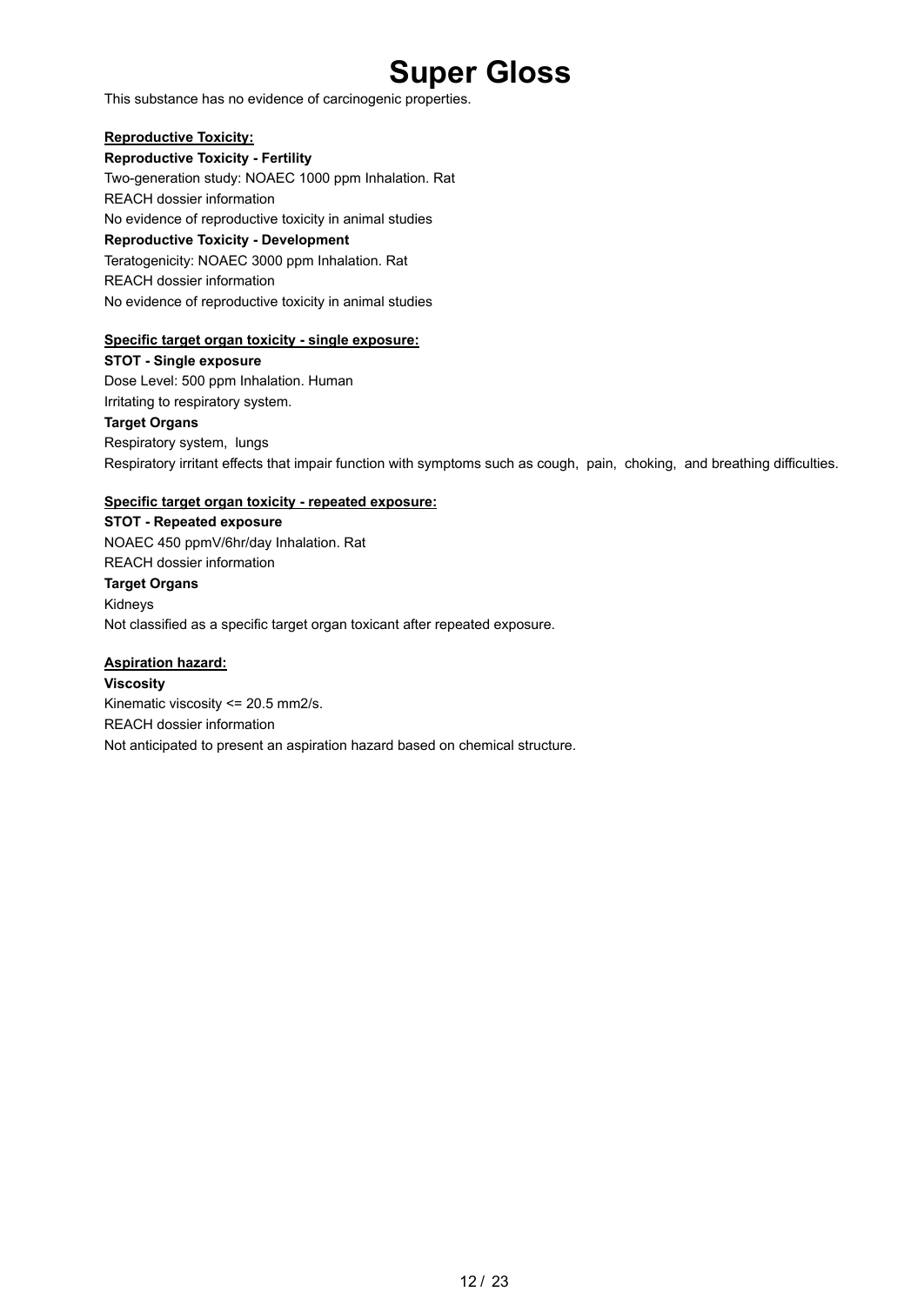This substance has no evidence of carcinogenic properties.

**Reproductive Toxicity:**

**Reproductive Toxicity - Fertility**

Two-generation study: NOAEC 1000 ppm Inhalation. Rat

REACH dossier information

No evidence of reproductive toxicity in animal studies

**Reproductive Toxicity - Development**

Teratogenicity: NOAEC 3000 ppm Inhalation. Rat

REACH dossier information

No evidence of reproductive toxicity in animal studies

**Specific target organ toxicity - single exposure:**

**STOT - Single exposure**

Dose Level: 500 ppm Inhalation. Human

Irritating to respiratory system.

**Target Organs**

Respiratory system, lungs

Respiratory irritant effects that impair function with symptoms such as cough, pain, choking, and breathing difficulties.

**Specific target organ toxicity - repeated exposure:**

**STOT - Repeated exposure**

NOAEC 450 ppmV/6hr/day Inhalation. Rat

REACH dossier information

**Target Organs**

Kidneys

Not classified as a specific target organ toxicant after repeated exposure.

**Aspiration hazard:**

**Viscosity**

Kinematic viscosity <= 20.5 mm2/s.

REACH dossier information

Not anticipated to present an aspiration hazard based on chemical structure.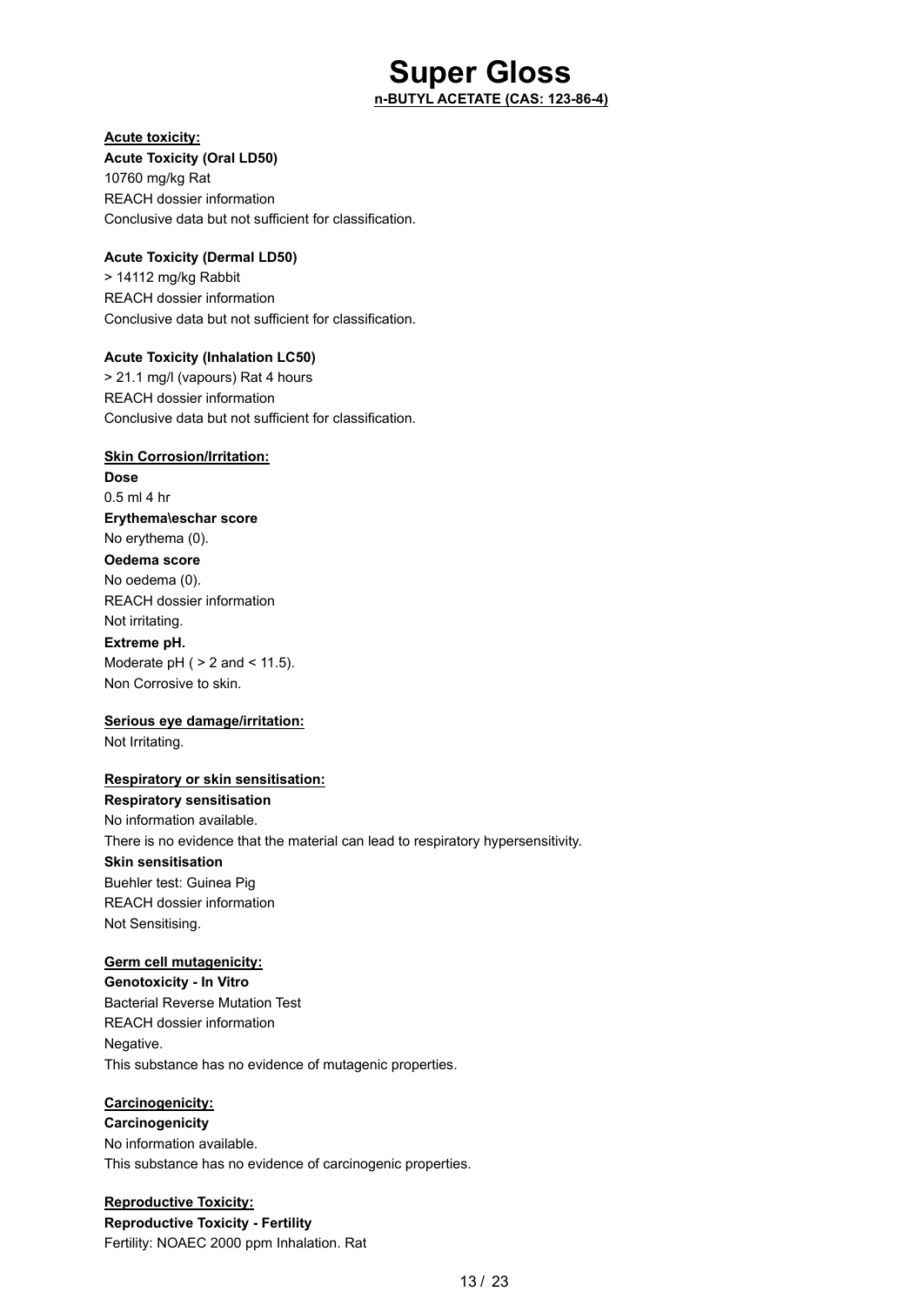# Super Gloss

**n-BUTYL ACETATE (CAS: 123-86-4)**

**Acute toxicity:**

**Acute Toxicity (Oral LD50)**

10760 mg/kg Rat

REACH dossier information

Conclusive data but not sufficient for classification.

**Acute Toxicity (Dermal LD50)**

> 14112 mg/kg Rabbit

REACH dossier information

Conclusive data but not sufficient for classification.

**Acute Toxicity (Inhalation LC50)**

> 21.1 mg/l (vapours) Rat 4 hours

REACH dossier information

Conclusive data but not sufficient for classification.

**Skin Corrosion/Irritation:**

**Dose**

0.5 ml 4 hr

**Erythema\eschar score**

No erythema (0).

**Oedema score**

No oedema (0).

REACH dossier information

Not irritating.

**Extreme pH.**

Moderate pH ( > 2 and < 11.5).

Non Corrosive to skin.

**Serious eye damage/irritation:**

Not Irritating.

**Respiratory or skin sensitisation:**

**Respiratory sensitisation**

No information available.

There is no evidence that the material can lead to respiratory hypersensitivity.

**Skin sensitisation**

Buehler test: Guinea Pig

REACH dossier information

Not Sensitising.

**Germ cell mutagenicity:**

**Genotoxicity - In Vitro**

Bacterial Reverse Mutation Test

REACH dossier information

Negative.

This substance has no evidence of mutagenic properties.

**Carcinogenicity:**

**Carcinogenicity**

No information available.

This substance has no evidence of carcinogenic properties.

**Reproductive Toxicity:**

**Reproductive Toxicity - Fertility**

Fertility: NOAEC 2000 ppm Inhalation. Rat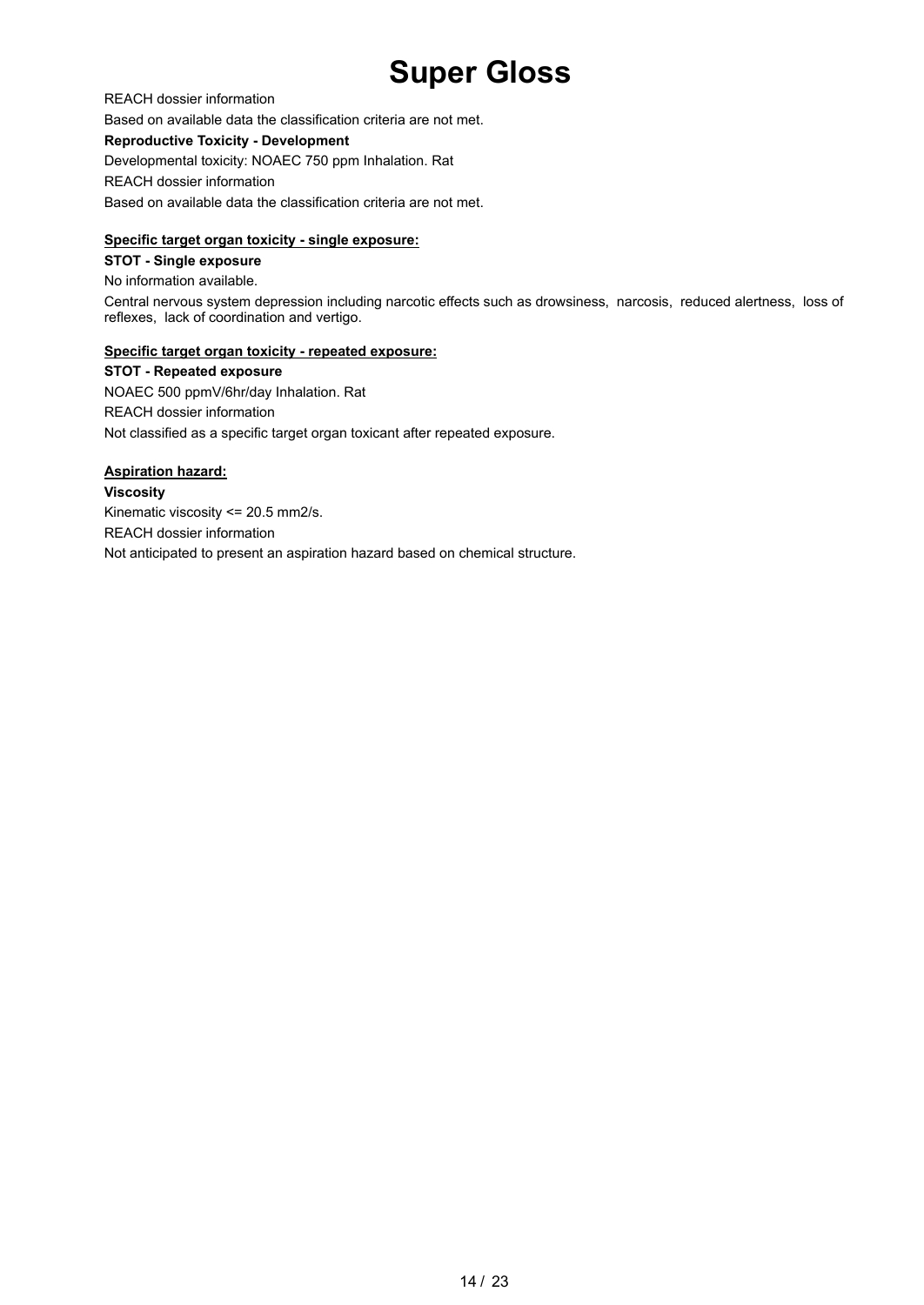REACH dossier information

Based on available data the classification criteria are not met.

**Reproductive Toxicity - Development**

Developmental toxicity: NOAEC 750 ppm Inhalation. Rat

REACH dossier information

Based on available data the classification criteria are not met.

**Specific target organ toxicity - single exposure:**

**STOT - Single exposure**

No information available.

Central nervous system depression including narcotic effects such as drowsiness, narcosis, reduced alertness, loss of reflexes, lack of coordination and vertigo.

**Specific target organ toxicity - repeated exposure:**

**STOT - Repeated exposure**

NOAEC 500 ppmV/6hr/day Inhalation. Rat

REACH dossier information

Not classified as a specific target organ toxicant after repeated exposure.

**Aspiration hazard:**

**Viscosity**

Kinematic viscosity <= 20.5 mm2/s.

REACH dossier information

Not anticipated to present an aspiration hazard based on chemical structure.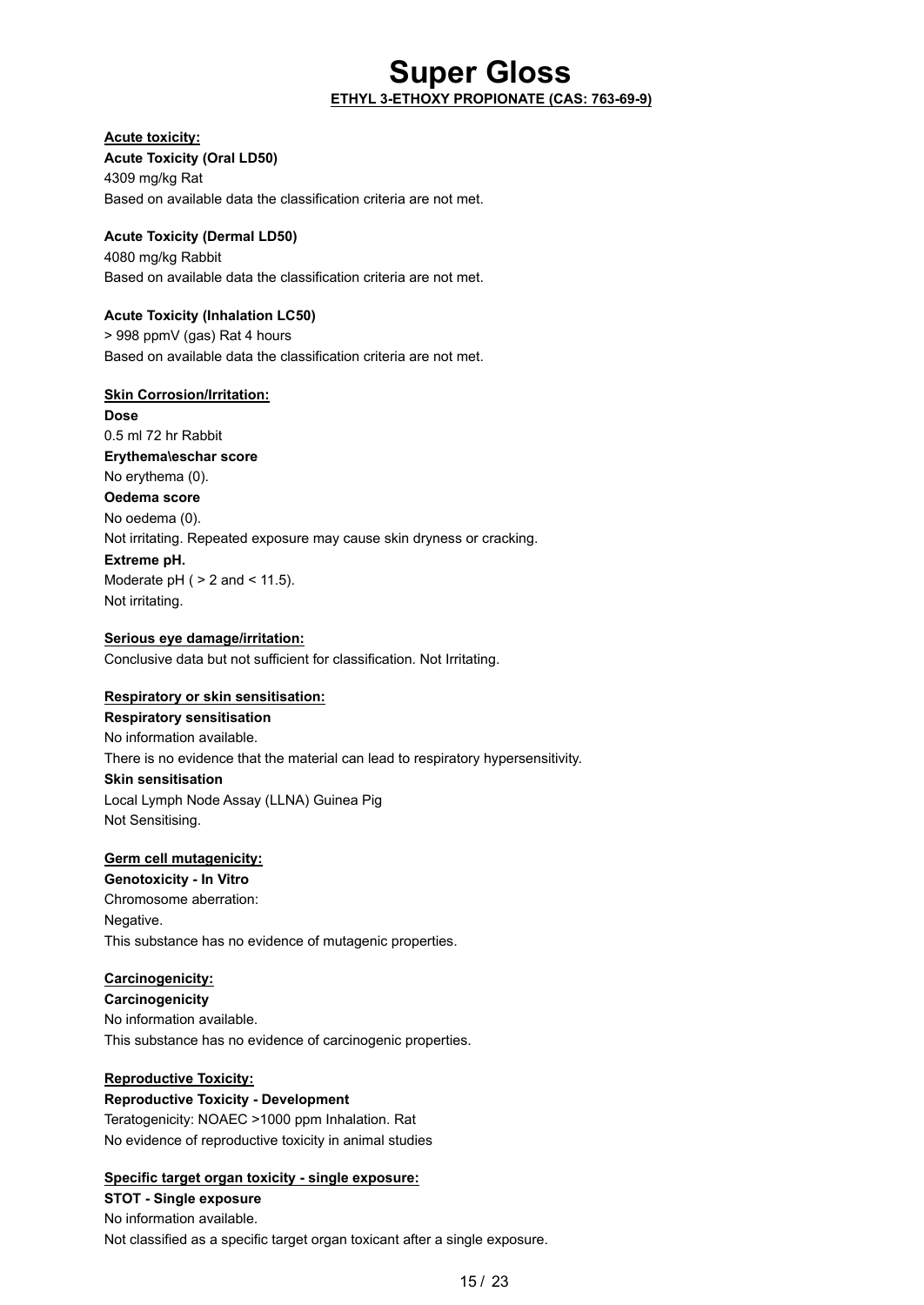# Super Gloss

**ETHYL 3-ETHOXY PROPIONATE (CAS: 763-69-9)**

**Acute toxicity:**

**Acute Toxicity (Oral LD50)**

4309 mg/kg Rat

Based on available data the classification criteria are not met.

**Acute Toxicity (Dermal LD50)**

4080 mg/kg Rabbit

Based on available data the classification criteria are not met.

**Acute Toxicity (Inhalation LC50)**

> 998 ppmV (gas) Rat 4 hours

Based on available data the classification criteria are not met.

**Skin Corrosion/Irritation:**

**Dose**

0.5 ml 72 hr Rabbit

**Erythema\eschar score**

No erythema (0).

**Oedema score**

No oedema (0).

Not irritating. Repeated exposure may cause skin dryness or cracking.

**Extreme pH.**

Moderate pH ( > 2 and < 11.5).

Not irritating.

**Serious eye damage/irritation:**

Conclusive data but not sufficient for classification. Not Irritating.

**Respiratory or skin sensitisation:**

**Respiratory sensitisation**

No information available.

There is no evidence that the material can lead to respiratory hypersensitivity.

**Skin sensitisation**

Local Lymph Node Assay (LLNA) Guinea Pig

Not Sensitising.

**Germ cell mutagenicity:**

**Genotoxicity - In Vitro**

Chromosome aberration:

Negative.

This substance has no evidence of mutagenic properties.

**Carcinogenicity:**

**Carcinogenicity**

No information available.

This substance has no evidence of carcinogenic properties.

**Reproductive Toxicity:**

**Reproductive Toxicity - Development**

Teratogenicity: NOAEC >1000 ppm Inhalation. Rat

No evidence of reproductive toxicity in animal studies

**Specific target organ toxicity - single exposure:**

**STOT - Single exposure**

No information available.

Not classified as a specific target organ toxicant after a single exposure.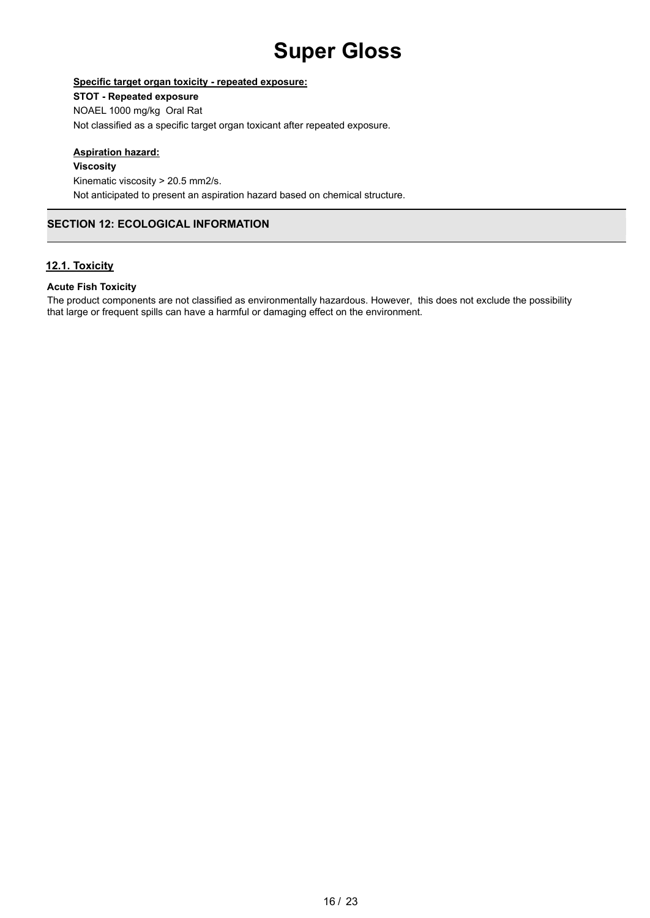**Specific target organ toxicity - repeated exposure:**

**STOT - Repeated exposure**

NOAEL 1000 mg/kg  Oral Rat

Not classified as a specific target organ toxicant after repeated exposure.

**Aspiration hazard:**

**Viscosity**

Kinematic viscosity > 20.5 mm2/s.

Not anticipated to present an aspiration hazard based on chemical structure.

## SECTION 12: ECOLOGICAL INFORMATION

### 12.1. Toxicity

**Acute Fish Toxicity**

The product components are not classified as environmentally hazardous. However, this does not exclude the possibility that large or frequent spills can have a harmful or damaging effect on the environment.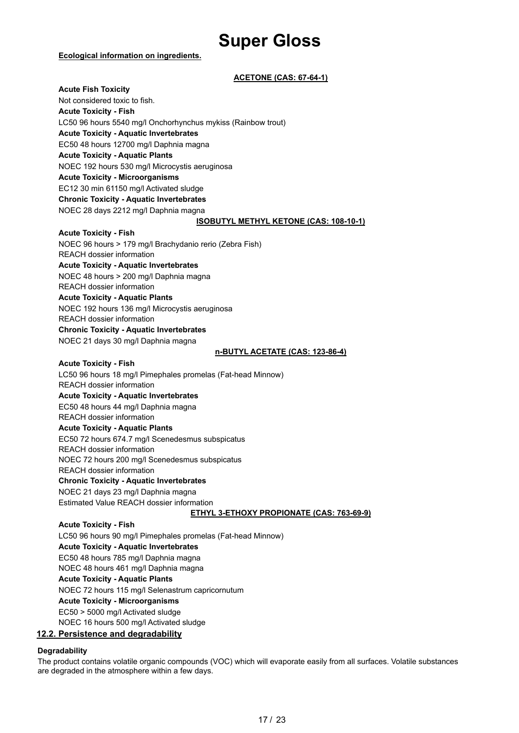**Ecological information on ingredients.**

**ACETONE (CAS: 67-64-1)**

**Acute Fish Toxicity**

Not considered toxic to fish.

**Acute Toxicity - Fish**

LC50 96 hours 5540 mg/l Onchorhynchus mykiss (Rainbow trout)

**Acute Toxicity - Aquatic Invertebrates**

EC50 48 hours 12700 mg/l Daphnia magna

**Acute Toxicity - Aquatic Plants**

NOEC 192 hours 530 mg/l Microcystis aeruginosa

**Acute Toxicity - Microorganisms**

EC12 30 min 61150 mg/l Activated sludge

**Chronic Toxicity - Aquatic Invertebrates**

NOEC 28 days 2212 mg/l Daphnia magna

**ISOBUTYL METHYL KETONE (CAS: 108-10-1)**

**Acute Toxicity - Fish**

NOEC 96 hours > 179 mg/l Brachydanio rerio (Zebra Fish)

REACH dossier information

**Acute Toxicity - Aquatic Invertebrates**

NOEC 48 hours > 200 mg/l Daphnia magna

REACH dossier information

**Acute Toxicity - Aquatic Plants**

NOEC 192 hours 136 mg/l Microcystis aeruginosa

REACH dossier information

**Chronic Toxicity - Aquatic Invertebrates**

NOEC 21 days 30 mg/l Daphnia magna

**n-BUTYL ACETATE (CAS: 123-86-4)**

**Acute Toxicity - Fish**

LC50 96 hours 18 mg/l Pimephales promelas (Fat-head Minnow)

REACH dossier information

**Acute Toxicity - Aquatic Invertebrates**

EC50 48 hours 44 mg/l Daphnia magna

REACH dossier information

**Acute Toxicity - Aquatic Plants**

EC50 72 hours 674.7 mg/l Scenedesmus subspicatus

REACH dossier information

NOEC 72 hours 200 mg/l Scenedesmus subspicatus

REACH dossier information

**Chronic Toxicity - Aquatic Invertebrates**

NOEC 21 days 23 mg/l Daphnia magna

Estimated Value REACH dossier information

**ETHYL 3-ETHOXY PROPIONATE (CAS: 763-69-9)**

**Acute Toxicity - Fish**

LC50 96 hours 90 mg/l Pimephales promelas (Fat-head Minnow)

**Acute Toxicity - Aquatic Invertebrates**

EC50 48 hours 785 mg/l Daphnia magna

NOEC 48 hours 461 mg/l Daphnia magna

**Acute Toxicity - Aquatic Plants**

NOEC 72 hours 115 mg/l Selenastrum capricornutum

**Acute Toxicity - Microorganisms**

EC50 > 5000 mg/l Activated sludge

NOEC 16 hours 500 mg/l Activated sludge

## 12.2. Persistence and degradability

**Degradability**

The product contains volatile organic compounds (VOC) which will evaporate easily from all surfaces. Volatile substances are degraded in the atmosphere within a few days.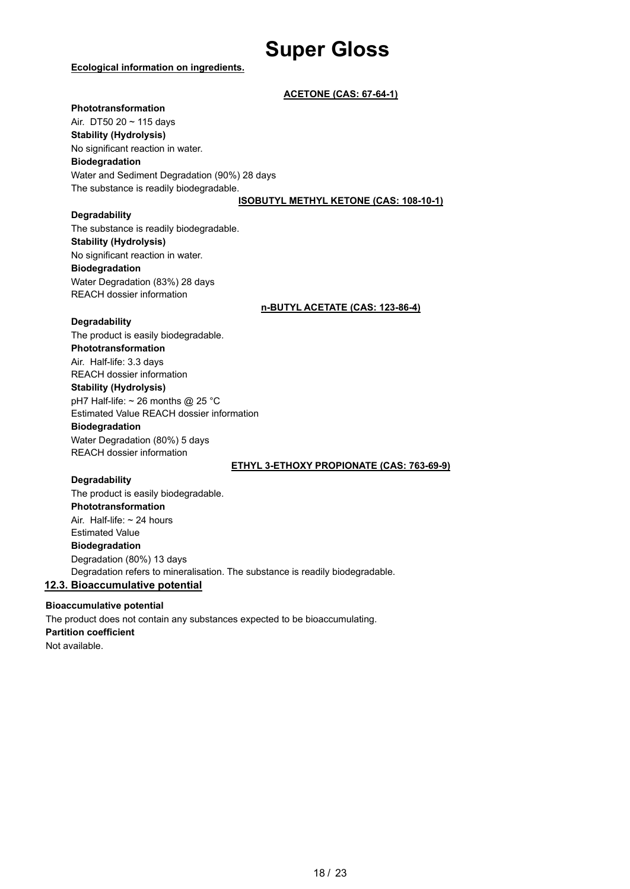# Super Gloss

**Ecological information on ingredients.**

**ACETONE (CAS: 67-64-1)**

**Phototransformation**

Air. DT50 20 ~ 115 days

**Stability (Hydrolysis)**

No significant reaction in water.

**Biodegradation**

Water and Sediment Degradation (90%) 28 days

The substance is readily biodegradable.

**ISOBUTYL METHYL KETONE (CAS: 108-10-1)**

**Degradability**

The substance is readily biodegradable.

**Stability (Hydrolysis)**

No significant reaction in water.

**Biodegradation**

Water Degradation (83%) 28 days

REACH dossier information

**n-BUTYL ACETATE (CAS: 123-86-4)**

**Degradability**

The product is easily biodegradable.

**Phototransformation**

Air. Half-life: 3.3 days

REACH dossier information

**Stability (Hydrolysis)**

pH7 Half-life: ~ 26 months @ 25 °C

Estimated Value REACH dossier information

**Biodegradation**

Water Degradation (80%) 5 days

REACH dossier information

**ETHYL 3-ETHOXY PROPIONATE (CAS: 763-69-9)**

**Degradability**

The product is easily biodegradable.

**Phototransformation**

Air. Half-life: ~ 24 hours

Estimated Value

**Biodegradation**

Degradation (80%) 13 days

Degradation refers to mineralisation. The substance is readily biodegradable.

## 12.3. Bioaccumulative potential

**Bioaccumulative potential**

The product does not contain any substances expected to be bioaccumulating.

**Partition coefficient**

Not available.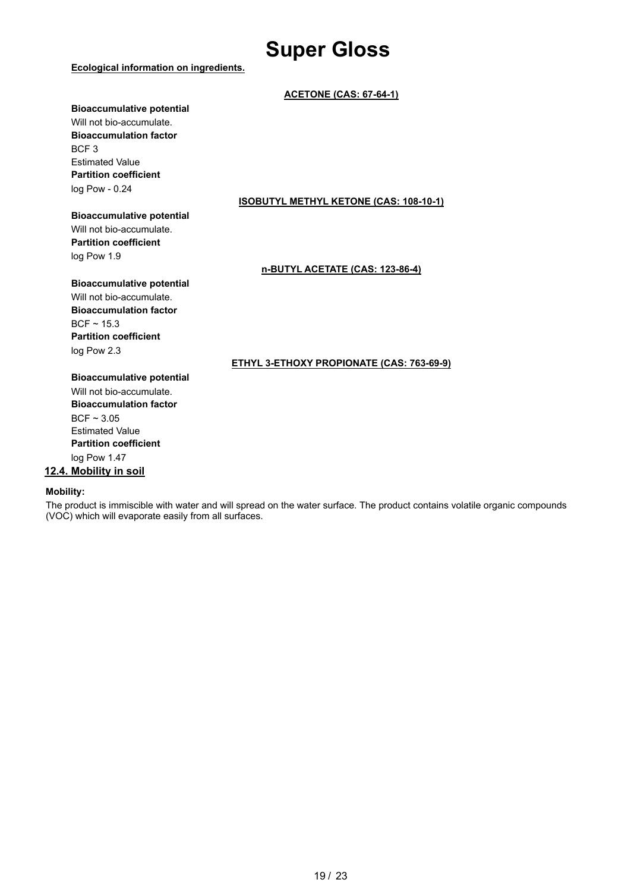**Ecological information on ingredients.**

**ACETONE (CAS: 67-64-1)**

**Bioaccumulative potential**
Will not bio-accumulate.
**Bioaccumulation factor**
BCF 3
Estimated Value
**Partition coefficient**
log Pow - 0.24

**ISOBUTYL METHYL KETONE (CAS: 108-10-1)**

**Bioaccumulative potential**
Will not bio-accumulate.
**Partition coefficient**
log Pow 1.9

**n-BUTYL ACETATE (CAS: 123-86-4)**

**Bioaccumulative potential**
Will not bio-accumulate.
**Bioaccumulation factor**
BCF ~ 15.3
**Partition coefficient**
log Pow 2.3

**ETHYL 3-ETHOXY PROPIONATE (CAS: 763-69-9)**

**Bioaccumulative potential**
Will not bio-accumulate.
**Bioaccumulation factor**
BCF ~ 3.05
Estimated Value
**Partition coefficient**
log Pow 1.47

## 12.4. Mobility in soil

**Mobility:**

The product is immiscible with water and will spread on the water surface. The product contains volatile organic compounds (VOC) which will evaporate easily from all surfaces.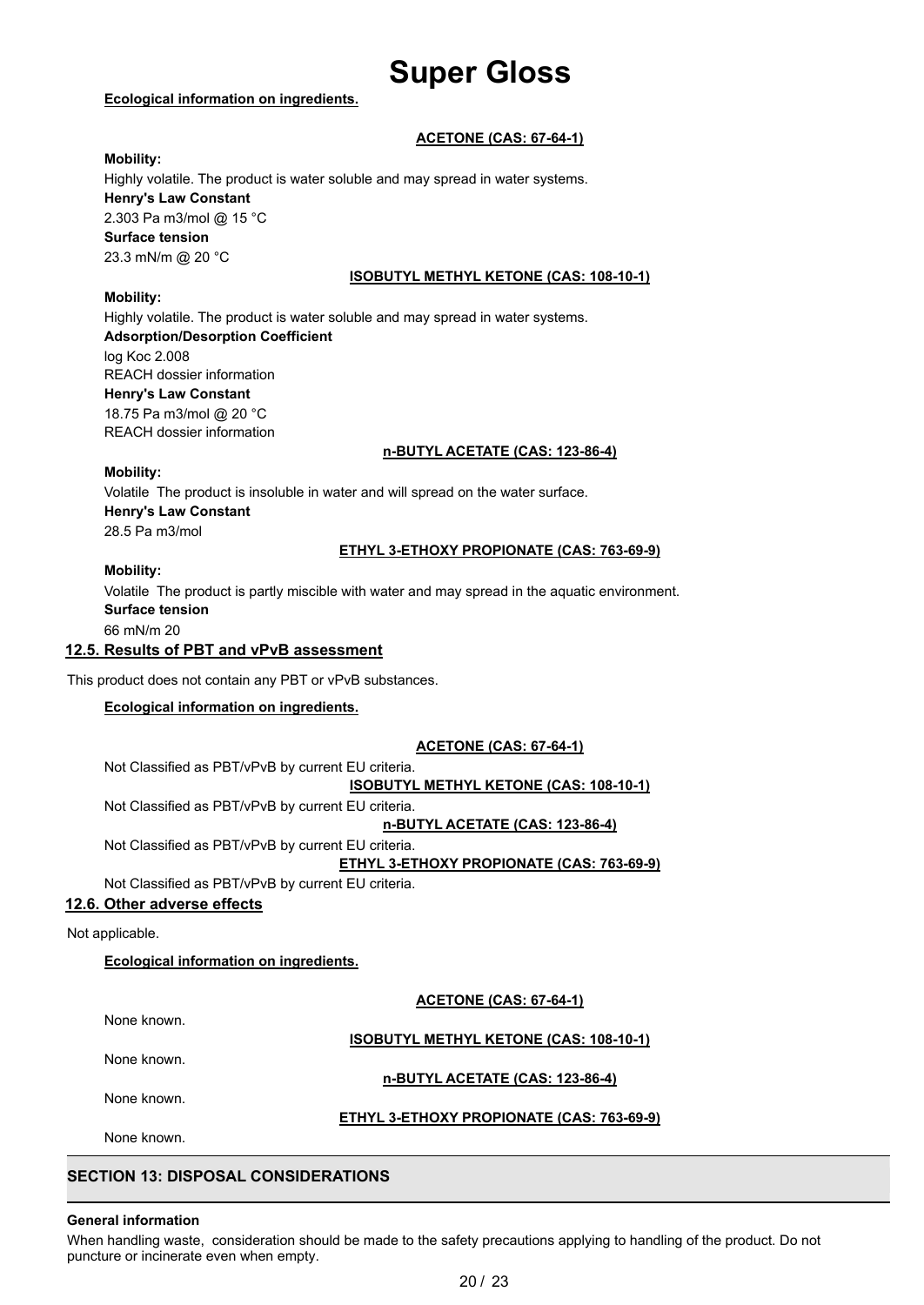**Ecological information on ingredients.**

**ACETONE (CAS: 67-64-1)**

**Mobility:**

Highly volatile. The product is water soluble and may spread in water systems.

**Henry's Law Constant**

2.303 Pa m3/mol @ 15 °C

**Surface tension**

23.3 mN/m @ 20 °C

**ISOBUTYL METHYL KETONE (CAS: 108-10-1)**

**Mobility:**

Highly volatile. The product is water soluble and may spread in water systems.

**Adsorption/Desorption Coefficient**

log Koc 2.008

REACH dossier information

**Henry's Law Constant**

18.75 Pa m3/mol @ 20 °C

REACH dossier information

**n-BUTYL ACETATE (CAS: 123-86-4)**

**Mobility:**

Volatile The product is insoluble in water and will spread on the water surface.

**Henry's Law Constant**

28.5 Pa m3/mol

**ETHYL 3-ETHOXY PROPIONATE (CAS: 763-69-9)**

**Mobility:**

Volatile The product is partly miscible with water and may spread in the aquatic environment.

**Surface tension**

66 mN/m 20

## 12.5. Results of PBT and vPvB assessment

This product does not contain any PBT or vPvB substances.

**Ecological information on ingredients.**

**ACETONE (CAS: 67-64-1)**

Not Classified as PBT/vPvB by current EU criteria.

**ISOBUTYL METHYL KETONE (CAS: 108-10-1)**

Not Classified as PBT/vPvB by current EU criteria.

**n-BUTYL ACETATE (CAS: 123-86-4)**

Not Classified as PBT/vPvB by current EU criteria.

**ETHYL 3-ETHOXY PROPIONATE (CAS: 763-69-9)**

Not Classified as PBT/vPvB by current EU criteria.

## 12.6. Other adverse effects

Not applicable.

**Ecological information on ingredients.**

**ACETONE (CAS: 67-64-1)**

None known.

**ISOBUTYL METHYL KETONE (CAS: 108-10-1)**

None known.

**n-BUTYL ACETATE (CAS: 123-86-4)**

None known.

**ETHYL 3-ETHOXY PROPIONATE (CAS: 763-69-9)**

None known.

## SECTION 13: DISPOSAL CONSIDERATIONS

**General information**

When handling waste, consideration should be made to the safety precautions applying to handling of the product. Do not puncture or incinerate even when empty.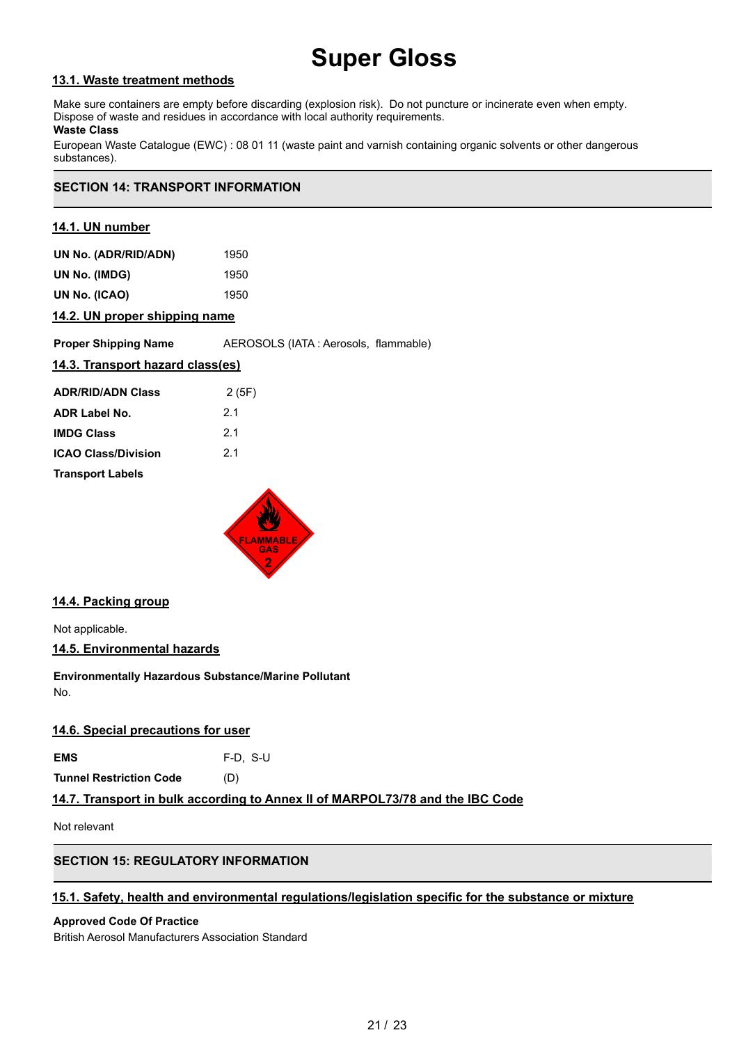# Super Gloss

### 13.1. Waste treatment methods

Make sure containers are empty before discarding (explosion risk). Do not puncture or incinerate even when empty. Dispose of waste and residues in accordance with local authority requirements.

**Waste Class**

European Waste Catalogue (EWC) : 08 01 11 (waste paint and varnish containing organic solvents or other dangerous substances).

## SECTION 14: TRANSPORT INFORMATION

### 14.1. UN number

| | |
|---|---|
| **UN No. (ADR/RID/ADN)** | 1950 |
| **UN No. (IMDG)** | 1950 |
| **UN No. (ICAO)** | 1950 |

### 14.2. UN proper shipping name

| | |
|---|---|
| **Proper Shipping Name** | AEROSOLS (IATA : Aerosols, flammable) |

### 14.3. Transport hazard class(es)

| | |
|---|---|
| **ADR/RID/ADN Class** | 2 (5F) |
| **ADR Label No.** | 2.1 |
| **IMDG Class** | 2.1 |
| **ICAO Class/Division** | 2.1 |

**Transport Labels**

FLAMMABLE GAS 2

### 14.4. Packing group

Not applicable.

### 14.5. Environmental hazards

**Environmentally Hazardous Substance/Marine Pollutant**

No.

### 14.6. Special precautions for user

| | |
|---|---|
| **EMS** | F-D, S-U |
| **Tunnel Restriction Code** | (D) |

### 14.7. Transport in bulk according to Annex II of MARPOL73/78 and the IBC Code

Not relevant

## SECTION 15: REGULATORY INFORMATION

### 15.1. Safety, health and environmental regulations/legislation specific for the substance or mixture

**Approved Code Of Practice**

British Aerosol Manufacturers Association Standard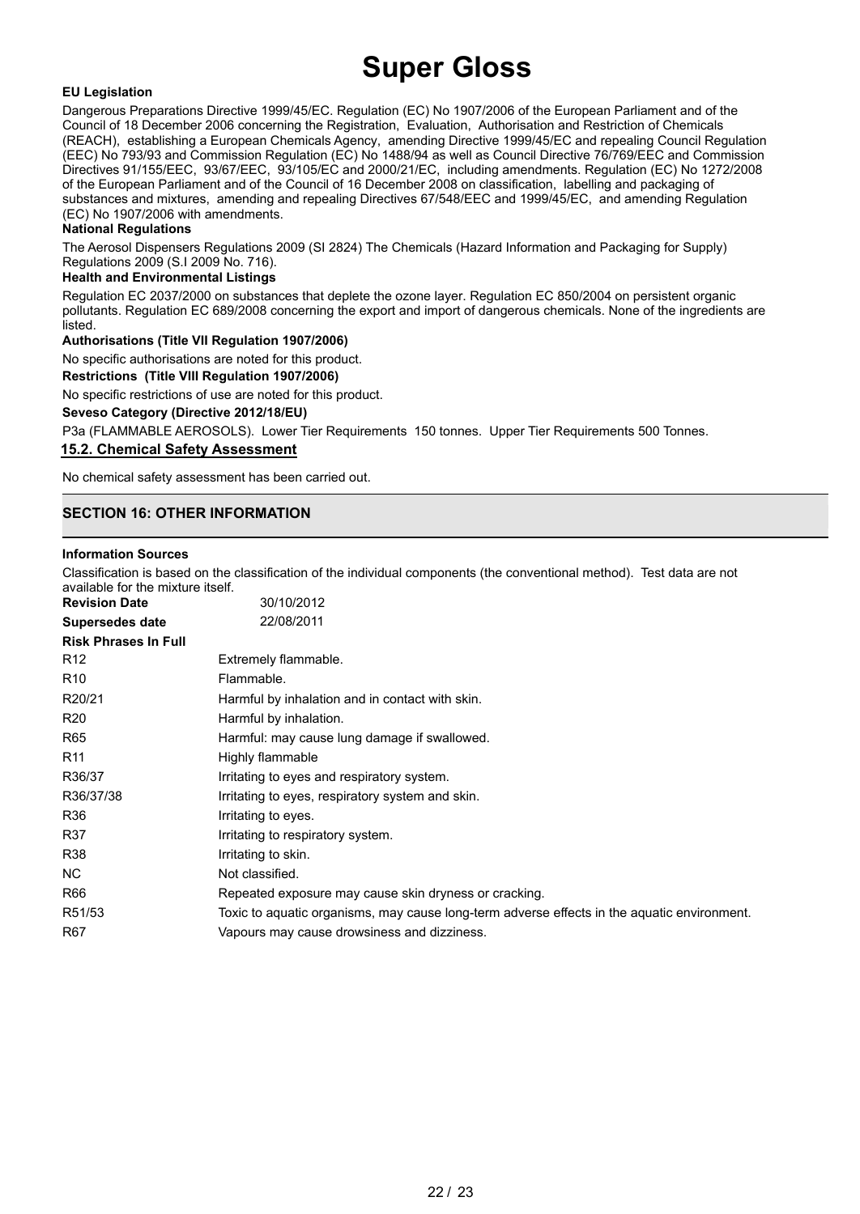**EU Legislation**

Dangerous Preparations Directive 1999/45/EC. Regulation (EC) No 1907/2006 of the European Parliament and of the Council of 18 December 2006 concerning the Registration, Evaluation, Authorisation and Restriction of Chemicals (REACH), establishing a European Chemicals Agency, amending Directive 1999/45/EC and repealing Council Regulation (EEC) No 793/93 and Commission Regulation (EC) No 1488/94 as well as Council Directive 76/769/EEC and Commission Directives 91/155/EEC, 93/67/EEC, 93/105/EC and 2000/21/EC, including amendments. Regulation (EC) No 1272/2008 of the European Parliament and of the Council of 16 December 2008 on classification, labelling and packaging of substances and mixtures, amending and repealing Directives 67/548/EEC and 1999/45/EC, and amending Regulation (EC) No 1907/2006 with amendments.

**National Regulations**

The Aerosol Dispensers Regulations 2009 (SI 2824) The Chemicals (Hazard Information and Packaging for Supply) Regulations 2009 (S.I 2009 No. 716).

**Health and Environmental Listings**

Regulation EC 2037/2000 on substances that deplete the ozone layer. Regulation EC 850/2004 on persistent organic pollutants. Regulation EC 689/2008 concerning the export and import of dangerous chemicals. None of the ingredients are listed.

**Authorisations (Title VII Regulation 1907/2006)**

No specific authorisations are noted for this product.

**Restrictions (Title VIII Regulation 1907/2006)**

No specific restrictions of use are noted for this product.

**Seveso Category (Directive 2012/18/EU)**

P3a (FLAMMABLE AEROSOLS). Lower Tier Requirements 150 tonnes. Upper Tier Requirements 500 Tonnes.

### 15.2. Chemical Safety Assessment

No chemical safety assessment has been carried out.

## SECTION 16: OTHER INFORMATION

**Information Sources**

Classification is based on the classification of the individual components (the conventional method). Test data are not available for the mixture itself.

**Revision Date** 30/10/2012

**Supersedes date** 22/08/2011

**Risk Phrases In Full**

| | |
|---|---|
| R12 | Extremely flammable. |
| R10 | Flammable. |
| R20/21 | Harmful by inhalation and in contact with skin. |
| R20 | Harmful by inhalation. |
| R65 | Harmful: may cause lung damage if swallowed. |
| R11 | Highly flammable |
| R36/37 | Irritating to eyes and respiratory system. |
| R36/37/38 | Irritating to eyes, respiratory system and skin. |
| R36 | Irritating to eyes. |
| R37 | Irritating to respiratory system. |
| R38 | Irritating to skin. |
| NC | Not classified. |
| R66 | Repeated exposure may cause skin dryness or cracking. |
| R51/53 | Toxic to aquatic organisms, may cause long-term adverse effects in the aquatic environment. |
| R67 | Vapours may cause drowsiness and dizziness. |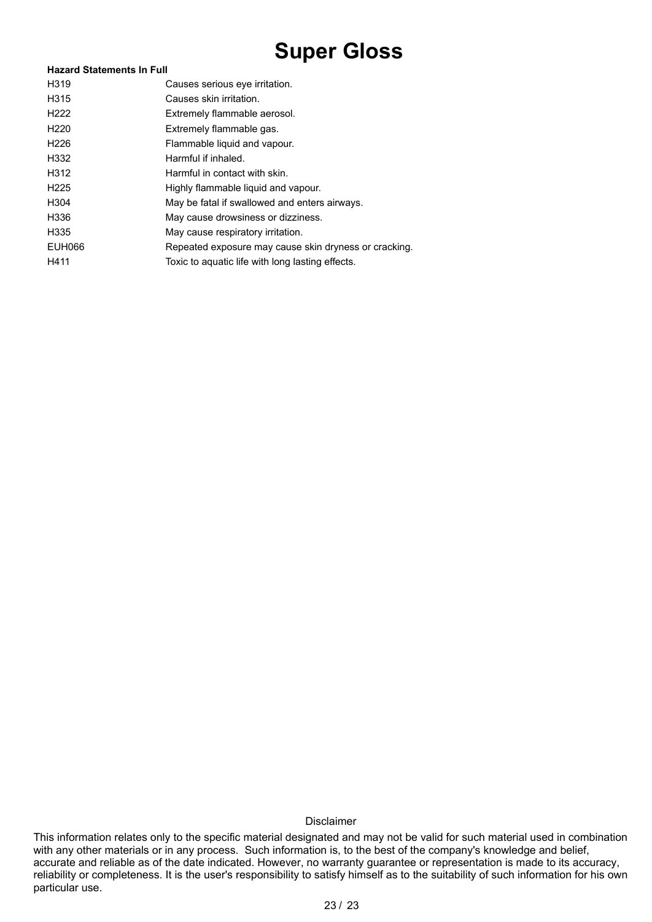**Hazard Statements In Full**

| | |
|---|---|
| H319 | Causes serious eye irritation. |
| H315 | Causes skin irritation. |
| H222 | Extremely flammable aerosol. |
| H220 | Extremely flammable gas. |
| H226 | Flammable liquid and vapour. |
| H332 | Harmful if inhaled. |
| H312 | Harmful in contact with skin. |
| H225 | Highly flammable liquid and vapour. |
| H304 | May be fatal if swallowed and enters airways. |
| H336 | May cause drowsiness or dizziness. |
| H335 | May cause respiratory irritation. |
| EUH066 | Repeated exposure may cause skin dryness or cracking. |
| H411 | Toxic to aquatic life with long lasting effects. |

Disclaimer

This information relates only to the specific material designated and may not be valid for such material used in combination with any other materials or in any process. Such information is, to the best of the company's knowledge and belief, accurate and reliable as of the date indicated. However, no warranty guarantee or representation is made to its accuracy, reliability or completeness. It is the user's responsibility to satisfy himself as to the suitability of such information for his own particular use.